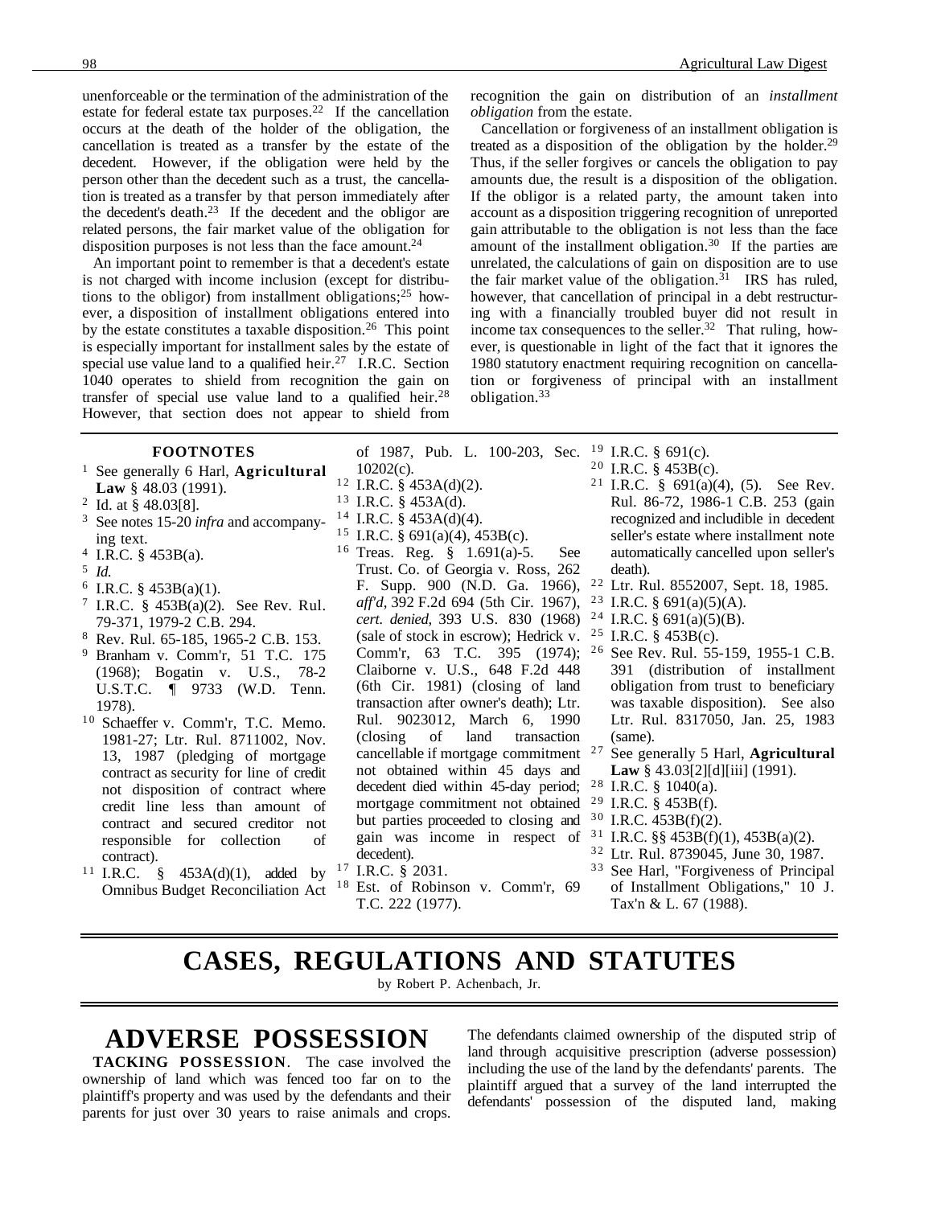unenforceable or the termination of the administration of the estate for federal estate tax purposes.[22] If the cancellation occurs at the death of the holder of the obligation, the cancellation is treated as a transfer by the estate of the decedent. However, if the obligation were held by the person other than the decedent such as a trust, the cancellation is treated as a transfer by that person immediately after the decedent's death.[23] If the decedent and the obligor are related persons, the fair market value of the obligation for disposition purposes is not less than the face amount.[24]

An important point to remember is that a decedent's estate is not charged with income inclusion (except for distributions to the obligor) from installment obligations;[25] however, a disposition of installment obligations entered into by the estate constitutes a taxable disposition.[26] This point is especially important for installment sales by the estate of special use value land to a qualified heir.[27] I.R.C. Section 1040 operates to shield from recognition the gain on transfer of special use value land to a qualified heir.[28] However, that section does not appear to shield from recognition the gain on distribution of an *installment obligation* from the estate.

Cancellation or forgiveness of an installment obligation is treated as a disposition of the obligation by the holder.[29] Thus, if the seller forgives or cancels the obligation to pay amounts due, the result is a disposition of the obligation. If the obligor is a related party, the amount taken into account as a disposition triggering recognition of unreported gain attributable to the obligation is not less than the face amount of the installment obligation.[30] If the parties are unrelated, the calculations of gain on disposition are to use the fair market value of the obligation.[31] IRS has ruled, however, that cancellation of principal in a debt restructuring with a financially troubled buyer did not result in income tax consequences to the seller.[32] That ruling, however, is questionable in light of the fact that it ignores the 1980 statutory enactment requiring recognition on cancellation or forgiveness of principal with an installment obligation.[33]

**FOOTNOTES**

1 See generally 6 Harl, **Agricultural Law** § 48.03 (1991).

2 Id. at § 48.03[8].

3 See notes 15-20 *infra* and accompanying text.

4 I.R.C. § 453B(a).

5 *Id.*

6 I.R.C. § 453B(a)(1).

7 I.R.C. § 453B(a)(2). See Rev. Rul. 79-371, 1979-2 C.B. 294.

8 Rev. Rul. 65-185, 1965-2 C.B. 153.

9 Branham v. Comm'r, 51 T.C. 175 (1968); Bogatin v. U.S., 78-2 U.S.T.C. ¶ 9733 (W.D. Tenn. 1978).

10 Schaeffer v. Comm'r, T.C. Memo. 1981-27; Ltr. Rul. 8711002, Nov. 13, 1987 (pledging of mortgage contract as security for line of credit not disposition of contract where credit line less than amount of contract and secured creditor not responsible for collection of contract).

11 I.R.C. § 453A(d)(1), added by Omnibus Budget Reconciliation Act of 1987, Pub. L. 100-203, Sec. 10202(c).

12 I.R.C. § 453A(d)(2).

13 I.R.C. § 453A(d).

14 I.R.C. § 453A(d)(4).

15 I.R.C. § 691(a)(4), 453B(c).

16 Treas. Reg. § 1.691(a)-5. See Trust. Co. of Georgia v. Ross, 262 F. Supp. 900 (N.D. Ga. 1966), *aff'd*, 392 F.2d 694 (5th Cir. 1967), *cert. denied*, 393 U.S. 830 (1968) (sale of stock in escrow); Hedrick v. Comm'r, 63 T.C. 395 (1974); Claiborne v. U.S., 648 F.2d 448 (6th Cir. 1981) (closing of land transaction after owner's death); Ltr. Rul. 9023012, March 6, 1990 (closing of land transaction cancellable if mortgage commitment not obtained within 45 days and decedent died within 45-day period; mortgage commitment not obtained but parties proceeded to closing and gain was income in respect of decedent).

17 I.R.C. § 2031.

18 Est. of Robinson v. Comm'r, 69 T.C. 222 (1977).

19 I.R.C. § 691(c).

20 I.R.C. § 453B(c).

21 I.R.C. § 691(a)(4), (5). See Rev. Rul. 86-72, 1986-1 C.B. 253 (gain recognized and includible in decedent seller's estate where installment note automatically cancelled upon seller's death).

22 Ltr. Rul. 8552007, Sept. 18, 1985.

23 I.R.C. § 691(a)(5)(A).

24 I.R.C. § 691(a)(5)(B).

25 I.R.C. § 453B(c).

26 See Rev. Rul. 55-159, 1955-1 C.B. 391 (distribution of installment obligation from trust to beneficiary was taxable disposition). See also Ltr. Rul. 8317050, Jan. 25, 1983 (same).

27 See generally 5 Harl, **Agricultural Law** § 43.03[2][d][iii] (1991).

28 I.R.C. § 1040(a).

29 I.R.C. § 453B(f).

30 I.R.C. 453B(f)(2).

31 I.R.C. §§ 453B(f)(1), 453B(a)(2).

32 Ltr. Rul. 8739045, June 30, 1987.

33 See Harl, "Forgiveness of Principal of Installment Obligations," 10 J. Tax'n & L. 67 (1988).

# CASES, REGULATIONS AND STATUTES

by Robert P. Achenbach, Jr.

## ADVERSE POSSESSION

**TACKING POSSESSION**. The case involved the ownership of land which was fenced too far on to the plaintiff's property and was used by the defendants and their parents for just over 30 years to raise animals and crops. The defendants claimed ownership of the disputed strip of land through acquisitive prescription (adverse possession) including the use of the land by the defendants' parents. The plaintiff argued that a survey of the land interrupted the defendants' possession of the disputed land, making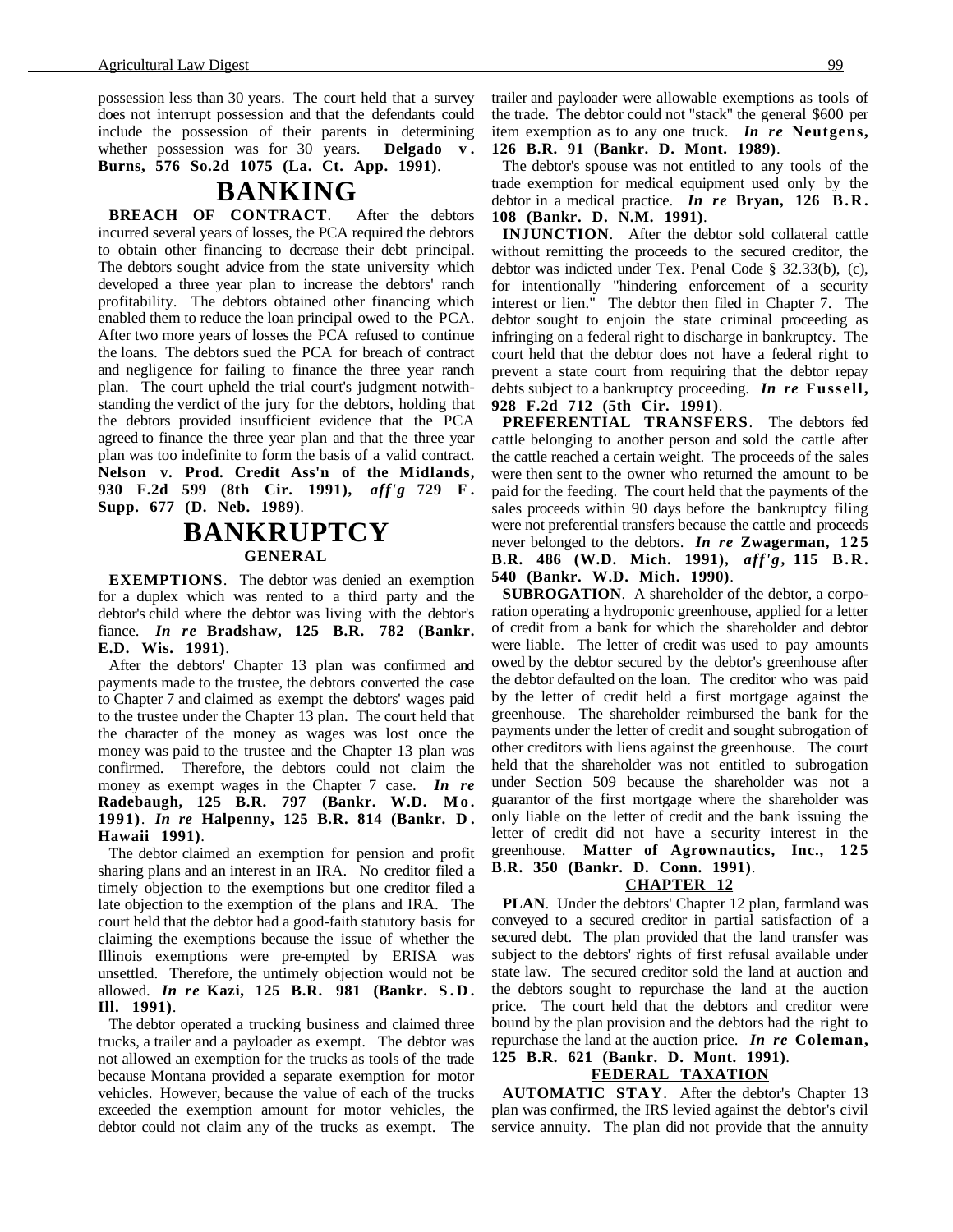possession less than 30 years. The court held that a survey does not interrupt possession and that the defendants could include the possession of their parents in determining whether possession was for 30 years. **Delgado v. Burns, 576 So.2d 1075 (La. Ct. App. 1991)**.

# BANKING

**BREACH OF CONTRACT**. After the debtors incurred several years of losses, the PCA required the debtors to obtain other financing to decrease their debt principal. The debtors sought advice from the state university which developed a three year plan to increase the debtors' ranch profitability. The debtors obtained other financing which enabled them to reduce the loan principal owed to the PCA. After two more years of losses the PCA refused to continue the loans. The debtors sued the PCA for breach of contract and negligence for failing to finance the three year ranch plan. The court upheld the trial court's judgment notwithstanding the verdict of the jury for the debtors, holding that the debtors provided insufficient evidence that the PCA agreed to finance the three year plan and that the three year plan was too indefinite to form the basis of a valid contract. **Nelson v. Prod. Credit Ass'n of the Midlands, 930 F.2d 599 (8th Cir. 1991),** ***aff'g*** **729 F. Supp. 677 (D. Neb. 1989)**.

# BANKRUPTCY

## GENERAL

**EXEMPTIONS**. The debtor was denied an exemption for a duplex which was rented to a third party and the debtor's child where the debtor was living with the debtor's fiance. ***In re*** **Bradshaw, 125 B.R. 782 (Bankr. E.D. Wis. 1991)**.

After the debtors' Chapter 13 plan was confirmed and payments made to the trustee, the debtors converted the case to Chapter 7 and claimed as exempt the debtors' wages paid to the trustee under the Chapter 13 plan. The court held that the character of the money as wages was lost once the money was paid to the trustee and the Chapter 13 plan was confirmed. Therefore, the debtors could not claim the money as exempt wages in the Chapter 7 case. ***In re*** **Radebaugh, 125 B.R. 797 (Bankr. W.D. Mo. 1991)**. ***In re*** **Halpenny, 125 B.R. 814 (Bankr. D. Hawaii 1991)**.

The debtor claimed an exemption for pension and profit sharing plans and an interest in an IRA. No creditor filed a timely objection to the exemptions but one creditor filed a late objection to the exemption of the plans and IRA. The court held that the debtor had a good-faith statutory basis for claiming the exemptions because the issue of whether the Illinois exemptions were pre-empted by ERISA was unsettled. Therefore, the untimely objection would not be allowed. ***In re*** **Kazi, 125 B.R. 981 (Bankr. S.D. Ill. 1991)**.

The debtor operated a trucking business and claimed three trucks, a trailer and a payloader as exempt. The debtor was not allowed an exemption for the trucks as tools of the trade because Montana provided a separate exemption for motor vehicles. However, because the value of each of the trucks exceeded the exemption amount for motor vehicles, the debtor could not claim any of the trucks as exempt. The trailer and payloader were allowable exemptions as tools of the trade. The debtor could not "stack" the general $600 per item exemption as to any one truck. ***In re*** **Neutgens, 126 B.R. 91 (Bankr. D. Mont. 1989)**.

The debtor's spouse was not entitled to any tools of the trade exemption for medical equipment used only by the debtor in a medical practice. ***In re*** **Bryan, 126 B.R. 108 (Bankr. D. N.M. 1991)**.

**INJUNCTION**. After the debtor sold collateral cattle without remitting the proceeds to the secured creditor, the debtor was indicted under Tex. Penal Code § 32.33(b), (c), for intentionally "hindering enforcement of a security interest or lien." The debtor then filed in Chapter 7. The debtor sought to enjoin the state criminal proceeding as infringing on a federal right to discharge in bankruptcy. The court held that the debtor does not have a federal right to prevent a state court from requiring that the debtor repay debts subject to a bankruptcy proceeding. ***In re*** **Fussell, 928 F.2d 712 (5th Cir. 1991)**.

**PREFERENTIAL TRANSFERS**. The debtors fed cattle belonging to another person and sold the cattle after the cattle reached a certain weight. The proceeds of the sales were then sent to the owner who returned the amount to be paid for the feeding. The court held that the payments of the sales proceeds within 90 days before the bankruptcy filing were not preferential transfers because the cattle and proceeds never belonged to the debtors. ***In re*** **Zwagerman, 125 B.R. 486 (W.D. Mich. 1991),** ***aff'g*****, 115 B.R. 540 (Bankr. W.D. Mich. 1990)**.

**SUBROGATION**. A shareholder of the debtor, a corporation operating a hydroponic greenhouse, applied for a letter of credit from a bank for which the shareholder and debtor were liable. The letter of credit was used to pay amounts owed by the debtor secured by the debtor's greenhouse after the debtor defaulted on the loan. The creditor who was paid by the letter of credit held a first mortgage against the greenhouse. The shareholder reimbursed the bank for the payments under the letter of credit and sought subrogation of other creditors with liens against the greenhouse. The court held that the shareholder was not entitled to subrogation under Section 509 because the shareholder was not a guarantor of the first mortgage where the shareholder was only liable on the letter of credit and the bank issuing the letter of credit did not have a security interest in the greenhouse. **Matter of Agrownautics, Inc., 125 B.R. 350 (Bankr. D. Conn. 1991)**.

## CHAPTER 12

**PLAN**. Under the debtors' Chapter 12 plan, farmland was conveyed to a secured creditor in partial satisfaction of a secured debt. The plan provided that the land transfer was subject to the debtors' rights of first refusal available under state law. The secured creditor sold the land at auction and the debtors sought to repurchase the land at the auction price. The court held that the debtors and creditor were bound by the plan provision and the debtors had the right to repurchase the land at the auction price. ***In re*** **Coleman, 125 B.R. 621 (Bankr. D. Mont. 1991)**.

## FEDERAL TAXATION

**AUTOMATIC STAY**. After the debtor's Chapter 13 plan was confirmed, the IRS levied against the debtor's civil service annuity. The plan did not provide that the annuity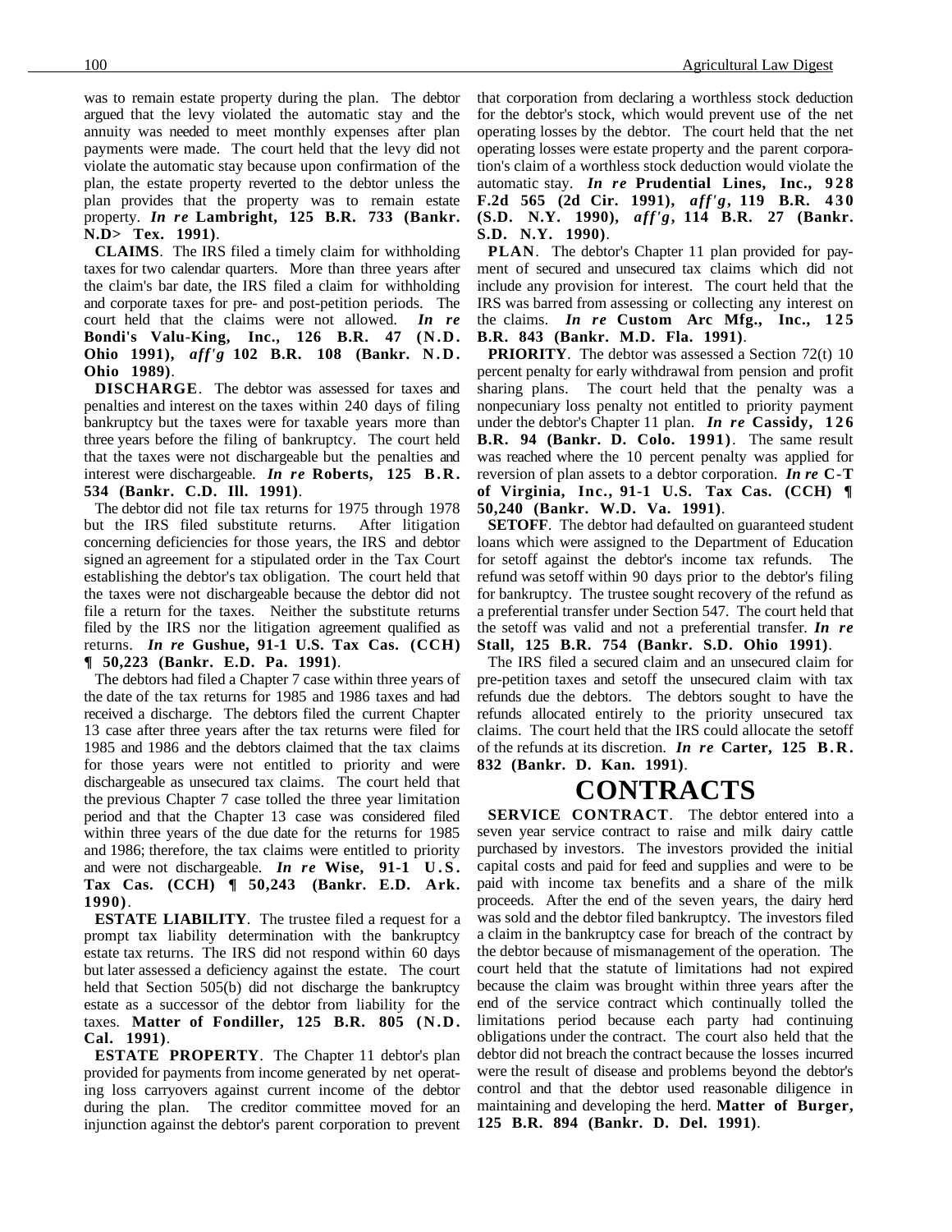was to remain estate property during the plan. The debtor argued that the levy violated the automatic stay and the annuity was needed to meet monthly expenses after plan payments were made. The court held that the levy did not violate the automatic stay because upon confirmation of the plan, the estate property reverted to the debtor unless the plan provides that the property was to remain estate property. ***In re* Lambright, 125 B.R. 733 (Bankr. N.D> Tex. 1991)**.

**CLAIMS**. The IRS filed a timely claim for withholding taxes for two calendar quarters. More than three years after the claim's bar date, the IRS filed a claim for withholding and corporate taxes for pre- and post-petition periods. The court held that the claims were not allowed. ***In re* Bondi's Valu-King, Inc., 126 B.R. 47 (N.D. Ohio 1991), *aff'g* 102 B.R. 108 (Bankr. N.D. Ohio 1989)**.

**DISCHARGE**. The debtor was assessed for taxes and penalties and interest on the taxes within 240 days of filing bankruptcy but the taxes were for taxable years more than three years before the filing of bankruptcy. The court held that the taxes were not dischargeable but the penalties and interest were dischargeable. ***In re* Roberts, 125 B.R. 534 (Bankr. C.D. Ill. 1991)**.

The debtor did not file tax returns for 1975 through 1978 but the IRS filed substitute returns. After litigation concerning deficiencies for those years, the IRS and debtor signed an agreement for a stipulated order in the Tax Court establishing the debtor's tax obligation. The court held that the taxes were not dischargeable because the debtor did not file a return for the taxes. Neither the substitute returns filed by the IRS nor the litigation agreement qualified as returns. ***In re* Gushue, 91-1 U.S. Tax Cas. (CCH) ¶ 50,223 (Bankr. E.D. Pa. 1991)**.

The debtors had filed a Chapter 7 case within three years of the date of the tax returns for 1985 and 1986 taxes and had received a discharge. The debtors filed the current Chapter 13 case after three years after the tax returns were filed for 1985 and 1986 and the debtors claimed that the tax claims for those years were not entitled to priority and were dischargeable as unsecured tax claims. The court held that the previous Chapter 7 case tolled the three year limitation period and that the Chapter 13 case was considered filed within three years of the due date for the returns for 1985 and 1986; therefore, the tax claims were entitled to priority and were not dischargeable. ***In re* Wise, 91-1 U.S. Tax Cas. (CCH) ¶ 50,243 (Bankr. E.D. Ark. 1990)**.

**ESTATE LIABILITY**. The trustee filed a request for a prompt tax liability determination with the bankruptcy estate tax returns. The IRS did not respond within 60 days but later assessed a deficiency against the estate. The court held that Section 505(b) did not discharge the bankruptcy estate as a successor of the debtor from liability for the taxes. **Matter of Fondiller, 125 B.R. 805 (N.D. Cal. 1991)**.

**ESTATE PROPERTY**. The Chapter 11 debtor's plan provided for payments from income generated by net operating loss carryovers against current income of the debtor during the plan. The creditor committee moved for an injunction against the debtor's parent corporation to prevent that corporation from declaring a worthless stock deduction for the debtor's stock, which would prevent use of the net operating losses by the debtor. The court held that the net operating losses were estate property and the parent corporation's claim of a worthless stock deduction would violate the automatic stay. ***In re* Prudential Lines, Inc., 928 F.2d 565 (2d Cir. 1991), *aff'g*, 119 B.R. 430 (S.D. N.Y. 1990), *aff'g*, 114 B.R. 27 (Bankr. S.D. N.Y. 1990)**.

**PLAN**. The debtor's Chapter 11 plan provided for payment of secured and unsecured tax claims which did not include any provision for interest. The court held that the IRS was barred from assessing or collecting any interest on the claims. ***In re* Custom Arc Mfg., Inc., 125 B.R. 843 (Bankr. M.D. Fla. 1991)**.

**PRIORITY**. The debtor was assessed a Section 72(t) 10 percent penalty for early withdrawal from pension and profit sharing plans. The court held that the penalty was a nonpecuniary loss penalty not entitled to priority payment under the debtor's Chapter 11 plan. ***In re* Cassidy, 126 B.R. 94 (Bankr. D. Colo. 1991)**. The same result was reached where the 10 percent penalty was applied for reversion of plan assets to a debtor corporation. ***In re* C-T of Virginia, Inc., 91-1 U.S. Tax Cas. (CCH) ¶ 50,240 (Bankr. W.D. Va. 1991)**.

**SETOFF**. The debtor had defaulted on guaranteed student loans which were assigned to the Department of Education for setoff against the debtor's income tax refunds. The refund was setoff within 90 days prior to the debtor's filing for bankruptcy. The trustee sought recovery of the refund as a preferential transfer under Section 547. The court held that the setoff was valid and not a preferential transfer. ***In re* Stall, 125 B.R. 754 (Bankr. S.D. Ohio 1991)**.

The IRS filed a secured claim and an unsecured claim for pre-petition taxes and setoff the unsecured claim with tax refunds due the debtors. The debtors sought to have the refunds allocated entirely to the priority unsecured tax claims. The court held that the IRS could allocate the setoff of the refunds at its discretion. ***In re* Carter, 125 B.R. 832 (Bankr. D. Kan. 1991)**.

# CONTRACTS

**SERVICE CONTRACT**. The debtor entered into a seven year service contract to raise and milk dairy cattle purchased by investors. The investors provided the initial capital costs and paid for feed and supplies and were to be paid with income tax benefits and a share of the milk proceeds. After the end of the seven years, the dairy herd was sold and the debtor filed bankruptcy. The investors filed a claim in the bankruptcy case for breach of the contract by the debtor because of mismanagement of the operation. The court held that the statute of limitations had not expired because the claim was brought within three years after the end of the service contract which continually tolled the limitations period because each party had continuing obligations under the contract. The court also held that the debtor did not breach the contract because the losses incurred were the result of disease and problems beyond the debtor's control and that the debtor used reasonable diligence in maintaining and developing the herd. **Matter of Burger, 125 B.R. 894 (Bankr. D. Del. 1991)**.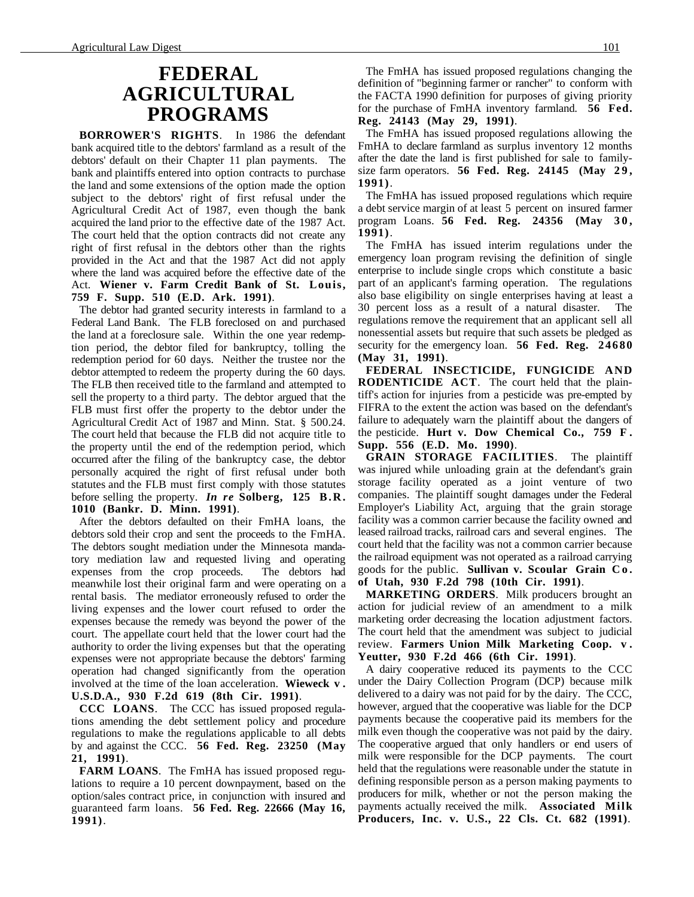# FEDERAL AGRICULTURAL PROGRAMS

**BORROWER'S RIGHTS**. In 1986 the defendant bank acquired title to the debtors' farmland as a result of the debtors' default on their Chapter 11 plan payments. The bank and plaintiffs entered into option contracts to purchase the land and some extensions of the option made the option subject to the debtors' right of first refusal under the Agricultural Credit Act of 1987, even though the bank acquired the land prior to the effective date of the 1987 Act. The court held that the option contracts did not create any right of first refusal in the debtors other than the rights provided in the Act and that the 1987 Act did not apply where the land was acquired before the effective date of the Act. **Wiener v. Farm Credit Bank of St. Louis, 759 F. Supp. 510 (E.D. Ark. 1991)**.

The debtor had granted security interests in farmland to a Federal Land Bank. The FLB foreclosed on and purchased the land at a foreclosure sale. Within the one year redemption period, the debtor filed for bankruptcy, tolling the redemption period for 60 days. Neither the trustee nor the debtor attempted to redeem the property during the 60 days. The FLB then received title to the farmland and attempted to sell the property to a third party. The debtor argued that the FLB must first offer the property to the debtor under the Agricultural Credit Act of 1987 and Minn. Stat. § 500.24. The court held that because the FLB did not acquire title to the property until the end of the redemption period, which occurred after the filing of the bankruptcy case, the debtor personally acquired the right of first refusal under both statutes and the FLB must first comply with those statutes before selling the property. ***In re* Solberg, 125 B.R. 1010 (Bankr. D. Minn. 1991)**.

After the debtors defaulted on their FmHA loans, the debtors sold their crop and sent the proceeds to the FmHA. The debtors sought mediation under the Minnesota mandatory mediation law and requested living and operating expenses from the crop proceeds. The debtors had meanwhile lost their original farm and were operating on a rental basis. The mediator erroneously refused to order the living expenses and the lower court refused to order the expenses because the remedy was beyond the power of the court. The appellate court held that the lower court had the authority to order the living expenses but that the operating expenses were not appropriate because the debtors' farming operation had changed significantly from the operation involved at the time of the loan acceleration. **Wieweck v. U.S.D.A., 930 F.2d 619 (8th Cir. 1991)**.

**CCC LOANS**. The CCC has issued proposed regulations amending the debt settlement policy and procedure regulations to make the regulations applicable to all debts by and against the CCC. **56 Fed. Reg. 23250 (May 21, 1991)**.

**FARM LOANS**. The FmHA has issued proposed regulations to require a 10 percent downpayment, based on the option/sales contract price, in conjunction with insured and guaranteed farm loans. **56 Fed. Reg. 22666 (May 16, 1991)**.

The FmHA has issued proposed regulations changing the definition of "beginning farmer or rancher" to conform with the FACTA 1990 definition for purposes of giving priority for the purchase of FmHA inventory farmland. **56 Fed. Reg. 24143 (May 29, 1991)**.

The FmHA has issued proposed regulations allowing the FmHA to declare farmland as surplus inventory 12 months after the date the land is first published for sale to family-size farm operators. **56 Fed. Reg. 24145 (May 29, 1991)**.

The FmHA has issued proposed regulations which require a debt service margin of at least 5 percent on insured farmer program Loans. **56 Fed. Reg. 24356 (May 30, 1991)**.

The FmHA has issued interim regulations under the emergency loan program revising the definition of single enterprise to include single crops which constitute a basic part of an applicant's farming operation. The regulations also base eligibility on single enterprises having at least a 30 percent loss as a result of a natural disaster. The regulations remove the requirement that an applicant sell all nonessential assets but require that such assets be pledged as security for the emergency loan. **56 Fed. Reg. 24680 (May 31, 1991)**.

**FEDERAL INSECTICIDE, FUNGICIDE AND RODENTICIDE ACT**. The court held that the plaintiff's action for injuries from a pesticide was pre-empted by FIFRA to the extent the action was based on the defendant's failure to adequately warn the plaintiff about the dangers of the pesticide. **Hurt v. Dow Chemical Co., 759 F. Supp. 556 (E.D. Mo. 1990)**.

**GRAIN STORAGE FACILITIES**. The plaintiff was injured while unloading grain at the defendant's grain storage facility operated as a joint venture of two companies. The plaintiff sought damages under the Federal Employer's Liability Act, arguing that the grain storage facility was a common carrier because the facility owned and leased railroad tracks, railroad cars and several engines. The court held that the facility was not a common carrier because the railroad equipment was not operated as a railroad carrying goods for the public. **Sullivan v. Scoular Grain Co. of Utah, 930 F.2d 798 (10th Cir. 1991)**.

**MARKETING ORDERS**. Milk producers brought an action for judicial review of an amendment to a milk marketing order decreasing the location adjustment factors. The court held that the amendment was subject to judicial review. **Farmers Union Milk Marketing Coop. v. Yeutter, 930 F.2d 466 (6th Cir. 1991)**.

A dairy cooperative reduced its payments to the CCC under the Dairy Collection Program (DCP) because milk delivered to a dairy was not paid for by the dairy. The CCC, however, argued that the cooperative was liable for the DCP payments because the cooperative paid its members for the milk even though the cooperative was not paid by the dairy. The cooperative argued that only handlers or end users of milk were responsible for the DCP payments. The court held that the regulations were reasonable under the statute in defining responsible person as a person making payments to producers for milk, whether or not the person making the payments actually received the milk. **Associated Milk Producers, Inc. v. U.S., 22 Cls. Ct. 682 (1991)**.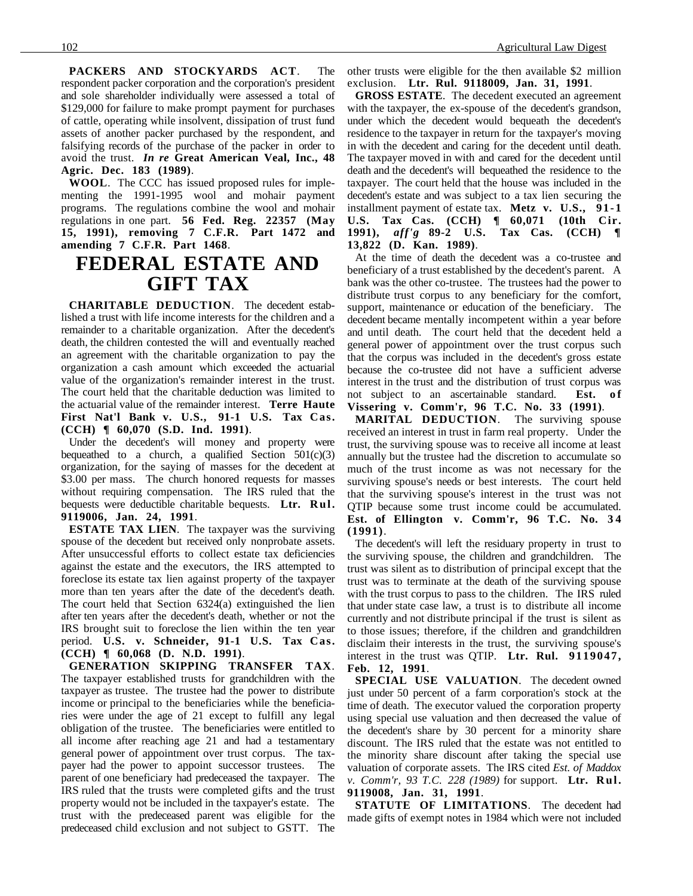**PACKERS AND STOCKYARDS ACT**. The respondent packer corporation and the corporation's president and sole shareholder individually were assessed a total of $129,000 for failure to make prompt payment for purchases of cattle, operating while insolvent, dissipation of trust fund assets of another packer purchased by the respondent, and falsifying records of the purchase of the packer in order to avoid the trust. ***In re* Great American Veal, Inc., 48 Agric. Dec. 183 (1989)**.

**WOOL**. The CCC has issued proposed rules for implementing the 1991-1995 wool and mohair payment programs. The regulations combine the wool and mohair regulations in one part. **56 Fed. Reg. 22357 (May 15, 1991), removing 7 C.F.R. Part 1472 and amending 7 C.F.R. Part 1468**.

# FEDERAL ESTATE AND GIFT TAX

**CHARITABLE DEDUCTION**. The decedent established a trust with life income interests for the children and a remainder to a charitable organization. After the decedent's death, the children contested the will and eventually reached an agreement with the charitable organization to pay the organization a cash amount which exceeded the actuarial value of the organization's remainder interest in the trust. The court held that the charitable deduction was limited to the actuarial value of the remainder interest. **Terre Haute First Nat'l Bank v. U.S., 91-1 U.S. Tax Cas. (CCH) ¶ 60,070 (S.D. Ind. 1991)**.

Under the decedent's will money and property were bequeathed to a church, a qualified Section 501(c)(3) organization, for the saying of masses for the decedent at $3.00 per mass. The church honored requests for masses without requiring compensation. The IRS ruled that the bequests were deductible charitable bequests. **Ltr. Rul. 9119006, Jan. 24, 1991**.

**ESTATE TAX LIEN**. The taxpayer was the surviving spouse of the decedent but received only nonprobate assets. After unsuccessful efforts to collect estate tax deficiencies against the estate and the executors, the IRS attempted to foreclose its estate tax lien against property of the taxpayer more than ten years after the date of the decedent's death. The court held that Section 6324(a) extinguished the lien after ten years after the decedent's death, whether or not the IRS brought suit to foreclose the lien within the ten year period. **U.S. v. Schneider, 91-1 U.S. Tax Cas. (CCH) ¶ 60,068 (D. N.D. 1991)**.

**GENERATION SKIPPING TRANSFER TAX**. The taxpayer established trusts for grandchildren with the taxpayer as trustee. The trustee had the power to distribute income or principal to the beneficiaries while the beneficiaries were under the age of 21 except to fulfill any legal obligation of the trustee. The beneficiaries were entitled to all income after reaching age 21 and had a testamentary general power of appointment over trust corpus. The taxpayer had the power to appoint successor trustees. The parent of one beneficiary had predeceased the taxpayer. The IRS ruled that the trusts were completed gifts and the trust property would not be included in the taxpayer's estate. The trust with the predeceased parent was eligible for the predeceased child exclusion and not subject to GSTT. The other trusts were eligible for the then available $2 million exclusion. **Ltr. Rul. 9118009, Jan. 31, 1991**.

**GROSS ESTATE**. The decedent executed an agreement with the taxpayer, the ex-spouse of the decedent's grandson, under which the decedent would bequeath the decedent's residence to the taxpayer in return for the taxpayer's moving in with the decedent and caring for the decedent until death. The taxpayer moved in with and cared for the decedent until death and the decedent's will bequeathed the residence to the taxpayer. The court held that the house was included in the decedent's estate and was subject to a tax lien securing the installment payment of estate tax. **Metz v. U.S., 91-1 U.S. Tax Cas. (CCH) ¶ 60,071 (10th Cir. 1991), *aff'g* 89-2 U.S. Tax Cas. (CCH) ¶ 13,822 (D. Kan. 1989)**.

At the time of death the decedent was a co-trustee and beneficiary of a trust established by the decedent's parent. A bank was the other co-trustee. The trustees had the power to distribute trust corpus to any beneficiary for the comfort, support, maintenance or education of the beneficiary. The decedent became mentally incompetent within a year before and until death. The court held that the decedent held a general power of appointment over the trust corpus such that the corpus was included in the decedent's gross estate because the co-trustee did not have a sufficient adverse interest in the trust and the distribution of trust corpus was not subject to an ascertainable standard. **Est. of Vissering v. Comm'r, 96 T.C. No. 33 (1991)**.

**MARITAL DEDUCTION**. The surviving spouse received an interest in trust in farm real property. Under the trust, the surviving spouse was to receive all income at least annually but the trustee had the discretion to accumulate so much of the trust income as was not necessary for the surviving spouse's needs or best interests. The court held that the surviving spouse's interest in the trust was not QTIP because some trust income could be accumulated. **Est. of Ellington v. Comm'r, 96 T.C. No. 34 (1991)**.

The decedent's will left the residuary property in trust to the surviving spouse, the children and grandchildren. The trust was silent as to distribution of principal except that the trust was to terminate at the death of the surviving spouse with the trust corpus to pass to the children. The IRS ruled that under state case law, a trust is to distribute all income currently and not distribute principal if the trust is silent as to those issues; therefore, if the children and grandchildren disclaim their interests in the trust, the surviving spouse's interest in the trust was QTIP. **Ltr. Rul. 9119047, Feb. 12, 1991**.

**SPECIAL USE VALUATION**. The decedent owned just under 50 percent of a farm corporation's stock at the time of death. The executor valued the corporation property using special use valuation and then decreased the value of the decedent's share by 30 percent for a minority share discount. The IRS ruled that the estate was not entitled to the minority share discount after taking the special use valuation of corporate assets. The IRS cited *Est. of Maddox v. Comm'r, 93 T.C. 228 (1989)* for support. **Ltr. Rul. 9119008, Jan. 31, 1991**.

**STATUTE OF LIMITATIONS**. The decedent had made gifts of exempt notes in 1984 which were not included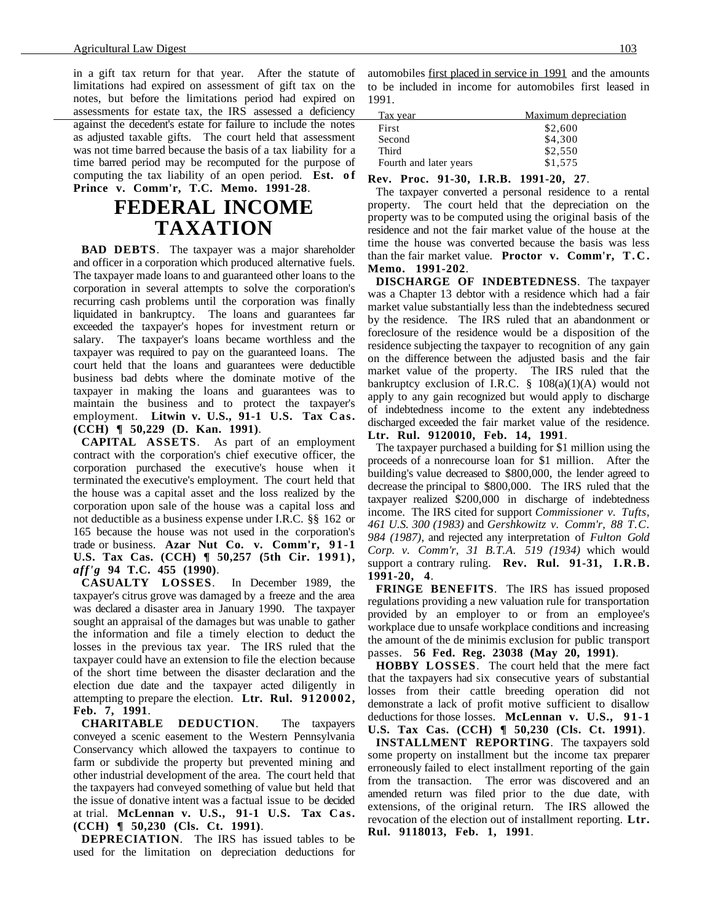in a gift tax return for that year. After the statute of limitations had expired on assessment of gift tax on the notes, but before the limitations period had expired on assessments for estate tax, the IRS assessed a deficiency against the decedent's estate for failure to include the notes as adjusted taxable gifts. The court held that assessment was not time barred because the basis of a tax liability for a time barred period may be recomputed for the purpose of computing the tax liability of an open period. **Est. of Prince v. Comm'r, T.C. Memo. 1991-28**.

# FEDERAL INCOME TAXATION

**BAD DEBTS**. The taxpayer was a major shareholder and officer in a corporation which produced alternative fuels. The taxpayer made loans to and guaranteed other loans to the corporation in several attempts to solve the corporation's recurring cash problems until the corporation was finally liquidated in bankruptcy. The loans and guarantees far exceeded the taxpayer's hopes for investment return or salary. The taxpayer's loans became worthless and the taxpayer was required to pay on the guaranteed loans. The court held that the loans and guarantees were deductible business bad debts where the dominate motive of the taxpayer in making the loans and guarantees was to maintain the business and to protect the taxpayer's employment. **Litwin v. U.S., 91-1 U.S. Tax Cas. (CCH) ¶ 50,229 (D. Kan. 1991)**.

**CAPITAL ASSETS**. As part of an employment contract with the corporation's chief executive officer, the corporation purchased the executive's house when it terminated the executive's employment. The court held that the house was a capital asset and the loss realized by the corporation upon sale of the house was a capital loss and not deductible as a business expense under I.R.C. §§ 162 or 165 because the house was not used in the corporation's trade or business. **Azar Nut Co. v. Comm'r, 91-1 U.S. Tax Cas. (CCH) ¶ 50,257 (5th Cir. 1991),** ***aff'g*** **94 T.C. 455 (1990)**.

**CASUALTY LOSSES**. In December 1989, the taxpayer's citrus grove was damaged by a freeze and the area was declared a disaster area in January 1990. The taxpayer sought an appraisal of the damages but was unable to gather the information and file a timely election to deduct the losses in the previous tax year. The IRS ruled that the taxpayer could have an extension to file the election because of the short time between the disaster declaration and the election due date and the taxpayer acted diligently in attempting to prepare the election. **Ltr. Rul. 9120002, Feb. 7, 1991**.

**CHARITABLE DEDUCTION**. The taxpayers conveyed a scenic easement to the Western Pennsylvania Conservancy which allowed the taxpayers to continue to farm or subdivide the property but prevented mining and other industrial development of the area. The court held that the taxpayers had conveyed something of value but held that the issue of donative intent was a factual issue to be decided at trial. **McLennan v. U.S., 91-1 U.S. Tax Cas. (CCH) ¶ 50,230 (Cls. Ct. 1991)**.

**DEPRECIATION**. The IRS has issued tables to be used for the limitation on depreciation deductions for automobiles first placed in service in 1991 and the amounts to be included in income for automobiles first leased in 1991.

| Tax year | Maximum depreciation |
|---|---|
| First | $2,600 |
| Second | $4,300 |
| Third | $2,550 |
| Fourth and later years | $1,575 |

**Rev. Proc. 91-30, I.R.B. 1991-20, 27**.

The taxpayer converted a personal residence to a rental property. The court held that the depreciation on the property was to be computed using the original basis of the residence and not the fair market value of the house at the time the house was converted because the basis was less than the fair market value. **Proctor v. Comm'r, T.C. Memo. 1991-202**.

**DISCHARGE OF INDEBTEDNESS**. The taxpayer was a Chapter 13 debtor with a residence which had a fair market value substantially less than the indebtedness secured by the residence. The IRS ruled that an abandonment or foreclosure of the residence would be a disposition of the residence subjecting the taxpayer to recognition of any gain on the difference between the adjusted basis and the fair market value of the property. The IRS ruled that the bankruptcy exclusion of I.R.C. § 108(a)(1)(A) would not apply to any gain recognized but would apply to discharge of indebtedness income to the extent any indebtedness discharged exceeded the fair market value of the residence. **Ltr. Rul. 9120010, Feb. 14, 1991**.

The taxpayer purchased a building for $1 million using the proceeds of a nonrecourse loan for $1 million. After the building's value decreased to $800,000, the lender agreed to decrease the principal to $800,000. The IRS ruled that the taxpayer realized $200,000 in discharge of indebtedness income. The IRS cited for support *Commissioner v. Tufts, 461 U.S. 300 (1983)* and *Gershkowitz v. Comm'r, 88 T.C. 984 (1987)*, and rejected any interpretation of *Fulton Gold Corp. v. Comm'r, 31 B.T.A. 519 (1934)* which would support a contrary ruling. **Rev. Rul. 91-31, I.R.B. 1991-20, 4**.

**FRINGE BENEFITS**. The IRS has issued proposed regulations providing a new valuation rule for transportation provided by an employer to or from an employee's workplace due to unsafe workplace conditions and increasing the amount of the de minimis exclusion for public transport passes. **56 Fed. Reg. 23038 (May 20, 1991)**.

**HOBBY LOSSES**. The court held that the mere fact that the taxpayers had six consecutive years of substantial losses from their cattle breeding operation did not demonstrate a lack of profit motive sufficient to disallow deductions for those losses. **McLennan v. U.S., 91-1 U.S. Tax Cas. (CCH) ¶ 50,230 (Cls. Ct. 1991)**.

**INSTALLMENT REPORTING**. The taxpayers sold some property on installment but the income tax preparer erroneously failed to elect installment reporting of the gain from the transaction. The error was discovered and an amended return was filed prior to the due date, with extensions, of the original return. The IRS allowed the revocation of the election out of installment reporting. **Ltr. Rul. 9118013, Feb. 1, 1991**.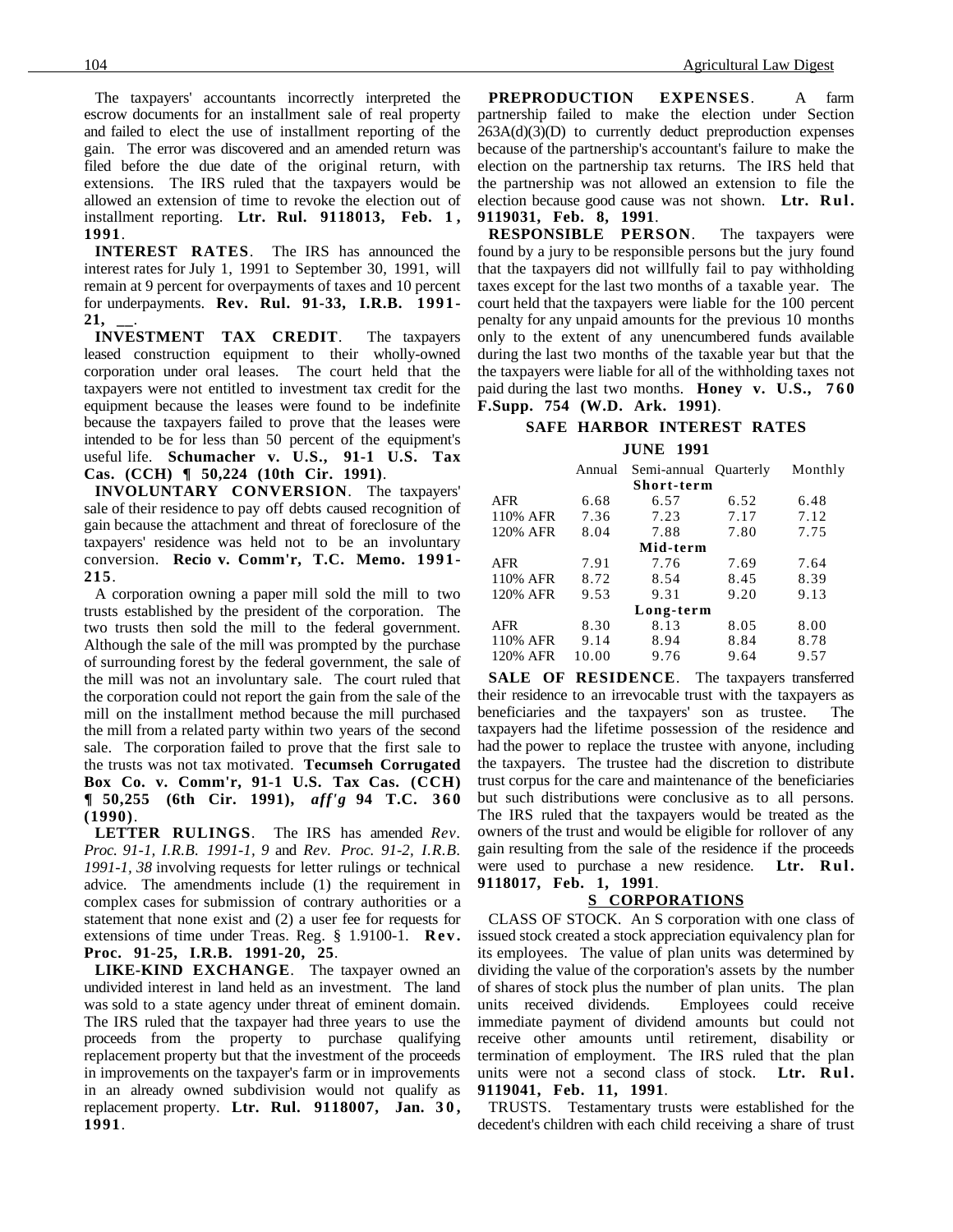The taxpayers' accountants incorrectly interpreted the escrow documents for an installment sale of real property and failed to elect the use of installment reporting of the gain. The error was discovered and an amended return was filed before the due date of the original return, with extensions. The IRS ruled that the taxpayers would be allowed an extension of time to revoke the election out of installment reporting. **Ltr. Rul. 9118013, Feb. 1, 1991**.

**INTEREST RATES**. The IRS has announced the interest rates for July 1, 1991 to September 30, 1991, will remain at 9 percent for overpayments of taxes and 10 percent for underpayments. **Rev. Rul. 91-33, I.R.B. 1991-21, __**.

**INVESTMENT TAX CREDIT**. The taxpayers leased construction equipment to their wholly-owned corporation under oral leases. The court held that the taxpayers were not entitled to investment tax credit for the equipment because the leases were found to be indefinite because the taxpayers failed to prove that the leases were intended to be for less than 50 percent of the equipment's useful life. **Schumacher v. U.S., 91-1 U.S. Tax Cas. (CCH) ¶ 50,224 (10th Cir. 1991)**.

**INVOLUNTARY CONVERSION**. The taxpayers' sale of their residence to pay off debts caused recognition of gain because the attachment and threat of foreclosure of the taxpayers' residence was held not to be an involuntary conversion. **Recio v. Comm'r, T.C. Memo. 1991-215**.

A corporation owning a paper mill sold the mill to two trusts established by the president of the corporation. The two trusts then sold the mill to the federal government. Although the sale of the mill was prompted by the purchase of surrounding forest by the federal government, the sale of the mill was not an involuntary sale. The court ruled that the corporation could not report the gain from the sale of the mill on the installment method because the mill purchased the mill from a related party within two years of the second sale. The corporation failed to prove that the first sale to the trusts was not tax motivated. **Tecumseh Corrugated Box Co. v. Comm'r, 91-1 U.S. Tax Cas. (CCH) ¶ 50,255 (6th Cir. 1991), *aff'g* 94 T.C. 360 (1990)**.

**LETTER RULINGS**. The IRS has amended *Rev. Proc. 91-1, I.R.B. 1991-1, 9* and *Rev. Proc. 91-2, I.R.B. 1991-1, 38* involving requests for letter rulings or technical advice. The amendments include (1) the requirement in complex cases for submission of contrary authorities or a statement that none exist and (2) a user fee for requests for extensions of time under Treas. Reg. § 1.9100-1. **Rev. Proc. 91-25, I.R.B. 1991-20, 25**.

**LIKE-KIND EXCHANGE**. The taxpayer owned an undivided interest in land held as an investment. The land was sold to a state agency under threat of eminent domain. The IRS ruled that the taxpayer had three years to use the proceeds from the property to purchase qualifying replacement property but that the investment of the proceeds in improvements on the taxpayer's farm or in improvements in an already owned subdivision would not qualify as replacement property. **Ltr. Rul. 9118007, Jan. 30, 1991**.

**PREPRODUCTION EXPENSES**. A farm partnership failed to make the election under Section 263A(d)(3)(D) to currently deduct preproduction expenses because of the partnership's accountant's failure to make the election on the partnership tax returns. The IRS held that the partnership was not allowed an extension to file the election because good cause was not shown. **Ltr. Rul. 9119031, Feb. 8, 1991**.

**RESPONSIBLE PERSON**. The taxpayers were found by a jury to be responsible persons but the jury found that the taxpayers did not willfully fail to pay withholding taxes except for the last two months of a taxable year. The court held that the taxpayers were liable for the 100 percent penalty for any unpaid amounts for the previous 10 months only to the extent of any unencumbered funds available during the last two months of the taxable year but that the the taxpayers were liable for all of the withholding taxes not paid during the last two months. **Honey v. U.S., 760 F.Supp. 754 (W.D. Ark. 1991)**.

**SAFE HARBOR INTEREST RATES**

**JUNE 1991**

| | Annual | Semi-annual | Quarterly | Monthly |
|---|---|---|---|---|
| | | **Short-term** | | |
| AFR | 6.68 | 6.57 | 6.52 | 6.48 |
| 110% AFR | 7.36 | 7.23 | 7.17 | 7.12 |
| 120% AFR | 8.04 | 7.88 | 7.80 | 7.75 |
| | | **Mid-term** | | |
| AFR | 7.91 | 7.76 | 7.69 | 7.64 |
| 110% AFR | 8.72 | 8.54 | 8.45 | 8.39 |
| 120% AFR | 9.53 | 9.31 | 9.20 | 9.13 |
| | | **Long-term** | | |
| AFR | 8.30 | 8.13 | 8.05 | 8.00 |
| 110% AFR | 9.14 | 8.94 | 8.84 | 8.78 |
| 120% AFR | 10.00 | 9.76 | 9.64 | 9.57 |

**SALE OF RESIDENCE**. The taxpayers transferred their residence to an irrevocable trust with the taxpayers as beneficiaries and the taxpayers' son as trustee. The taxpayers had the lifetime possession of the residence and had the power to replace the trustee with anyone, including the taxpayers. The trustee had the discretion to distribute trust corpus for the care and maintenance of the beneficiaries but such distributions were conclusive as to all persons. The IRS ruled that the taxpayers would be treated as the owners of the trust and would be eligible for rollover of any gain resulting from the sale of the residence if the proceeds were used to purchase a new residence. **Ltr. Rul. 9118017, Feb. 1, 1991**.

## S CORPORATIONS

CLASS OF STOCK. An S corporation with one class of issued stock created a stock appreciation equivalency plan for its employees. The value of plan units was determined by dividing the value of the corporation's assets by the number of shares of stock plus the number of plan units. The plan units received dividends. Employees could receive immediate payment of dividend amounts but could not receive other amounts until retirement, disability or termination of employment. The IRS ruled that the plan units were not a second class of stock. **Ltr. Rul. 9119041, Feb. 11, 1991**.

TRUSTS. Testamentary trusts were established for the decedent's children with each child receiving a share of trust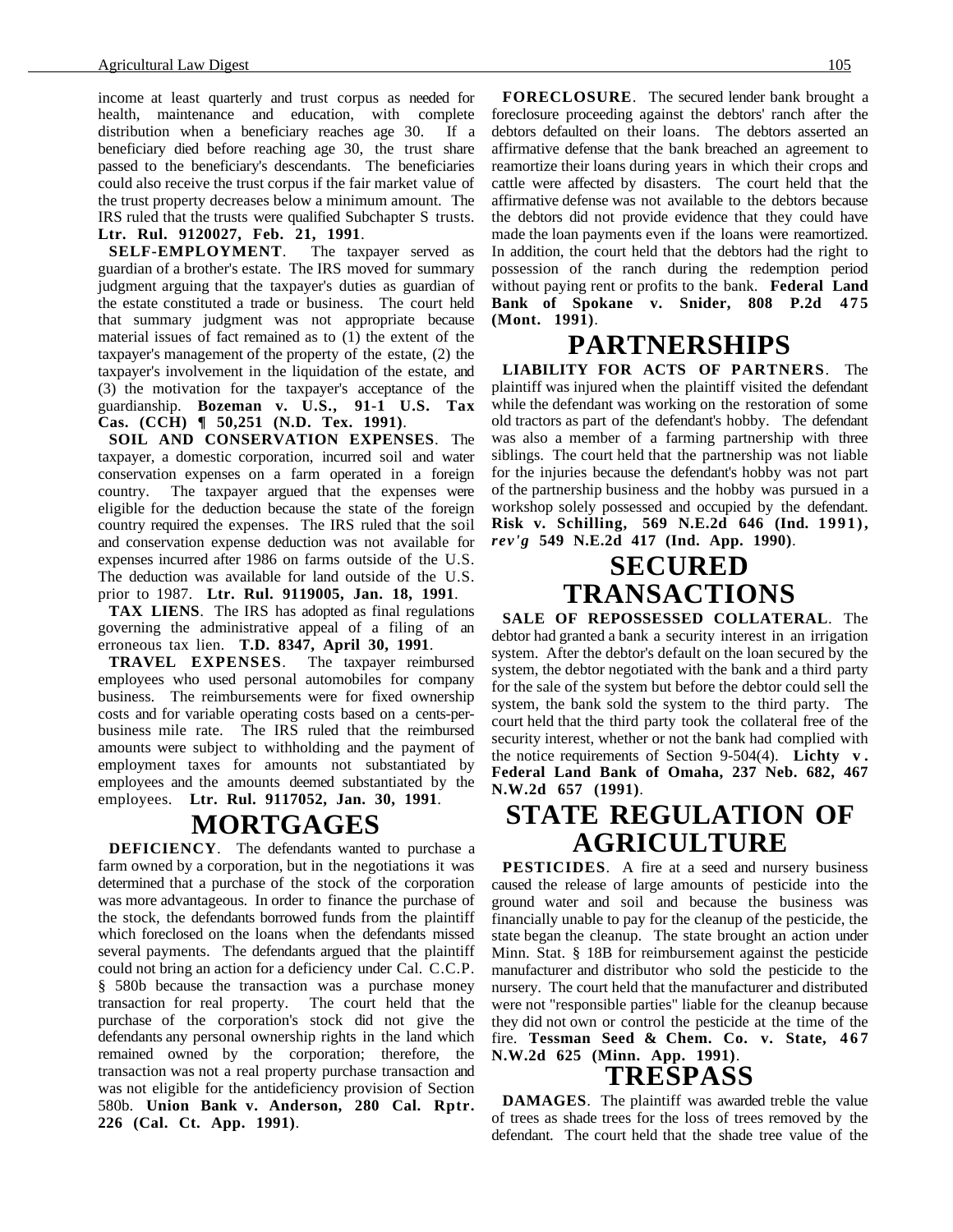income at least quarterly and trust corpus as needed for health, maintenance and education, with complete distribution when a beneficiary reaches age 30. If a beneficiary died before reaching age 30, the trust share passed to the beneficiary's descendants. The beneficiaries could also receive the trust corpus if the fair market value of the trust property decreases below a minimum amount. The IRS ruled that the trusts were qualified Subchapter S trusts. **Ltr. Rul. 9120027, Feb. 21, 1991**.

**SELF-EMPLOYMENT**. The taxpayer served as guardian of a brother's estate. The IRS moved for summary judgment arguing that the taxpayer's duties as guardian of the estate constituted a trade or business. The court held that summary judgment was not appropriate because material issues of fact remained as to (1) the extent of the taxpayer's management of the property of the estate, (2) the taxpayer's involvement in the liquidation of the estate, and (3) the motivation for the taxpayer's acceptance of the guardianship. **Bozeman v. U.S., 91-1 U.S. Tax Cas. (CCH) ¶ 50,251 (N.D. Tex. 1991)**.

**SOIL AND CONSERVATION EXPENSES**. The taxpayer, a domestic corporation, incurred soil and water conservation expenses on a farm operated in a foreign country. The taxpayer argued that the expenses were eligible for the deduction because the state of the foreign country required the expenses. The IRS ruled that the soil and conservation expense deduction was not available for expenses incurred after 1986 on farms outside of the U.S. The deduction was available for land outside of the U.S. prior to 1987. **Ltr. Rul. 9119005, Jan. 18, 1991**.

**TAX LIENS**. The IRS has adopted as final regulations governing the administrative appeal of a filing of an erroneous tax lien. **T.D. 8347, April 30, 1991**.

**TRAVEL EXPENSES**. The taxpayer reimbursed employees who used personal automobiles for company business. The reimbursements were for fixed ownership costs and for variable operating costs based on a cents-per-business mile rate. The IRS ruled that the reimbursed amounts were subject to withholding and the payment of employment taxes for amounts not substantiated by employees and the amounts deemed substantiated by the employees. **Ltr. Rul. 9117052, Jan. 30, 1991**.

# MORTGAGES

**DEFICIENCY**. The defendants wanted to purchase a farm owned by a corporation, but in the negotiations it was determined that a purchase of the stock of the corporation was more advantageous. In order to finance the purchase of the stock, the defendants borrowed funds from the plaintiff which foreclosed on the loans when the defendants missed several payments. The defendants argued that the plaintiff could not bring an action for a deficiency under Cal. C.C.P. § 580b because the transaction was a purchase money transaction for real property. The court held that the purchase of the corporation's stock did not give the defendants any personal ownership rights in the land which remained owned by the corporation; therefore, the transaction was not a real property purchase transaction and was not eligible for the antideficiency provision of Section 580b. **Union Bank v. Anderson, 280 Cal. Rptr. 226 (Cal. Ct. App. 1991)**.

**FORECLOSURE**. The secured lender bank brought a foreclosure proceeding against the debtors' ranch after the debtors defaulted on their loans. The debtors asserted an affirmative defense that the bank breached an agreement to reamortize their loans during years in which their crops and cattle were affected by disasters. The court held that the affirmative defense was not available to the debtors because the debtors did not provide evidence that they could have made the loan payments even if the loans were reamortized. In addition, the court held that the debtors had the right to possession of the ranch during the redemption period without paying rent or profits to the bank. **Federal Land Bank of Spokane v. Snider, 808 P.2d 475 (Mont. 1991)**.

# PARTNERSHIPS

**LIABILITY FOR ACTS OF PARTNERS**. The plaintiff was injured when the plaintiff visited the defendant while the defendant was working on the restoration of some old tractors as part of the defendant's hobby. The defendant was also a member of a farming partnership with three siblings. The court held that the partnership was not liable for the injuries because the defendant's hobby was not part of the partnership business and the hobby was pursued in a workshop solely possessed and occupied by the defendant. **Risk v. Schilling, 569 N.E.2d 646 (Ind. 1991), *rev'g* 549 N.E.2d 417 (Ind. App. 1990)**.

# SECURED TRANSACTIONS

**SALE OF REPOSSESSED COLLATERAL**. The debtor had granted a bank a security interest in an irrigation system. After the debtor's default on the loan secured by the system, the debtor negotiated with the bank and a third party for the sale of the system but before the debtor could sell the system, the bank sold the system to the third party. The court held that the third party took the collateral free of the security interest, whether or not the bank had complied with the notice requirements of Section 9-504(4). **Lichty v. Federal Land Bank of Omaha, 237 Neb. 682, 467 N.W.2d 657 (1991)**.

# STATE REGULATION OF AGRICULTURE

**PESTICIDES**. A fire at a seed and nursery business caused the release of large amounts of pesticide into the ground water and soil and because the business was financially unable to pay for the cleanup of the pesticide, the state began the cleanup. The state brought an action under Minn. Stat. § 18B for reimbursement against the pesticide manufacturer and distributor who sold the pesticide to the nursery. The court held that the manufacturer and distributed were not "responsible parties" liable for the cleanup because they did not own or control the pesticide at the time of the fire. **Tessman Seed & Chem. Co. v. State, 467 N.W.2d 625 (Minn. App. 1991)**.

# TRESPASS

**DAMAGES**. The plaintiff was awarded treble the value of trees as shade trees for the loss of trees removed by the defendant. The court held that the shade tree value of the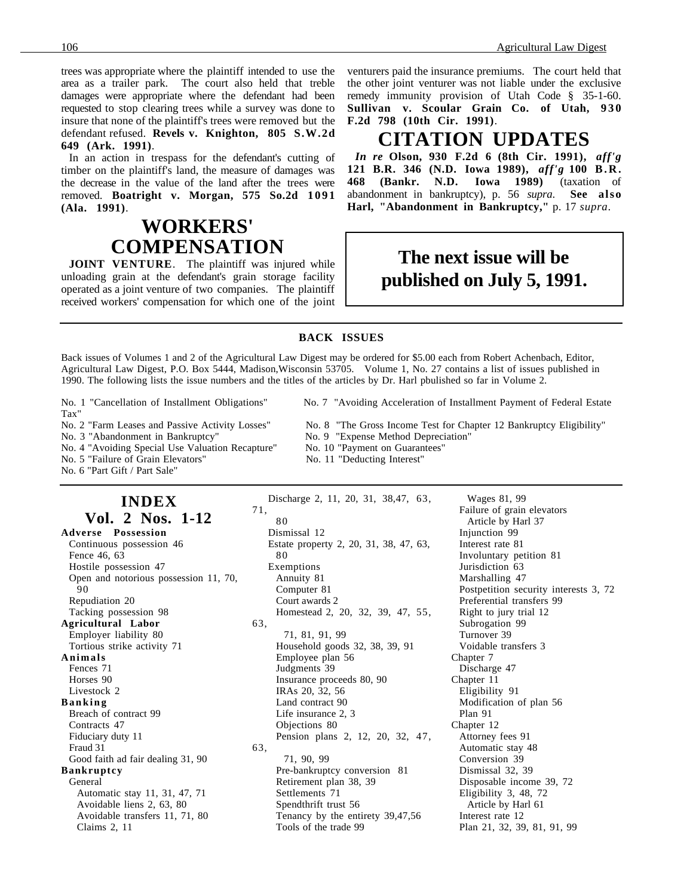trees was appropriate where the plaintiff intended to use the area as a trailer park. The court also held that treble damages were appropriate where the defendant had been requested to stop clearing trees while a survey was done to insure that none of the plaintiff's trees were removed but the defendant refused. **Revels v. Knighton, 805 S.W.2d 649 (Ark. 1991)**.

In an action in trespass for the defendant's cutting of timber on the plaintiff's land, the measure of damages was the decrease in the value of the land after the trees were removed. **Boatright v. Morgan, 575 So.2d 1091 (Ala. 1991)**.

# WORKERS' COMPENSATION

**JOINT VENTURE**. The plaintiff was injured while unloading grain at the defendant's grain storage facility operated as a joint venture of two companies. The plaintiff received workers' compensation for which one of the joint venturers paid the insurance premiums. The court held that the other joint venturer was not liable under the exclusive remedy immunity provision of Utah Code § 35-1-60. **Sullivan v. Scoular Grain Co. of Utah, 930 F.2d 798 (10th Cir. 1991)**.

# CITATION UPDATES

***In re*** **Olson, 930 F.2d 6 (8th Cir. 1991),** ***aff'g*** **121 B.R. 346 (N.D. Iowa 1989),** ***aff'g*** **100 B.R. 468 (Bankr. N.D. Iowa 1989)** (taxation of abandonment in bankruptcy), p. 56 *supra.* **See also Harl, "Abandonment in Bankruptcy,"** p. 17 *supra*.

**The next issue will be published on July 5, 1991.**

## BACK ISSUES

Back issues of Volumes 1 and 2 of the Agricultural Law Digest may be ordered for $5.00 each from Robert Achenbach, Editor, Agricultural Law Digest, P.O. Box 5444, Madison,Wisconsin 53705. Volume 1, No. 27 contains a list of issues published in 1990. The following lists the issue numbers and the titles of the articles by Dr. Harl pbulished so far in Volume 2.

No. 1 "Cancellation of Installment Obligations"
No. 2 "Farm Leases and Passive Activity Losses"
No. 3 "Abandonment in Bankruptcy"
No. 4 "Avoiding Special Use Valuation Recapture"
No. 5 "Failure of Grain Elevators"
No. 6 "Part Gift / Part Sale"
No. 7 "Avoiding Acceleration of Installment Payment of Federal Estate Tax"
No. 8 "The Gross Income Test for Chapter 12 Bankruptcy Eligibility"
No. 9 "Expense Method Depreciation"
No. 10 "Payment on Guarantees"
No. 11 "Deducting Interest"

## INDEX
## Vol. 2 Nos. 1-12

**Adverse Possession**
- Continuous possession 46
- Fence 46, 63
- Hostile possession 47
- Open and notorious possession 11, 70, 90
- Repudiation 20
- Tacking possession 98

**Agricultural Labor**
- Employer liability 80
- Tortious strike activity 71

**Animals**
- Fences 71
- Horses 90
- Livestock 2

**Banking**
- Breach of contract 99
- Contracts 47
- Fiduciary duty 11
- Fraud 31
- Good faith ad fair dealing 31, 90

**Bankruptcy**
- General
  - Automatic stay 11, 31, 47, 71
  - Avoidable liens 2, 63, 80
  - Avoidable transfers 11, 71, 80
  - Claims 2, 11
  - Discharge 2, 11, 20, 31, 38,47, 63, 71, 80
  - Dismissal 12
  - Estate property 2, 20, 31, 38, 47, 63, 80
  - Exemptions
    - Annuity 81
    - Computer 81
    - Court awards 2
    - Homestead 2, 20, 32, 39, 47, 55, 63, 71, 81, 91, 99
    - Household goods 32, 38, 39, 91
    - Employee plan 56
    - Judgments 39
    - Insurance proceeds 80, 90
    - IRAs 20, 32, 56
    - Land contract 90
    - Life insurance 2, 3
    - Objections 80
    - Pension plans 2, 12, 20, 32, 47, 63, 71, 90, 99
    - Pre-bankruptcy conversion 81
    - Retirement plan 38, 39
    - Settlements 71
    - Spendthrift trust 56
    - Tenancy by the entirety 39,47,56
    - Tools of the trade 99
    - Wages 81, 99
  - Failure of grain elevators
    - Article by Harl 37
  - Injunction 99
  - Interest rate 81
  - Involuntary petition 81
  - Jurisdiction 63
  - Marshalling 47
  - Postpetition security interests 3, 72
  - Preferential transfers 99
  - Right to jury trial 12
  - Subrogation 99
  - Turnover 39
  - Voidable transfers 3
- Chapter 7
  - Discharge 47
- Chapter 11
  - Eligibility 91
  - Modification of plan 56
  - Plan 91
- Chapter 12
  - Attorney fees 91
  - Automatic stay 48
  - Conversion 39
  - Dismissal 32, 39
  - Disposable income 39, 72
  - Eligibility 3, 48, 72
    - Article by Harl 61
  - Interest rate 12
  - Plan 21, 32, 39, 81, 91, 99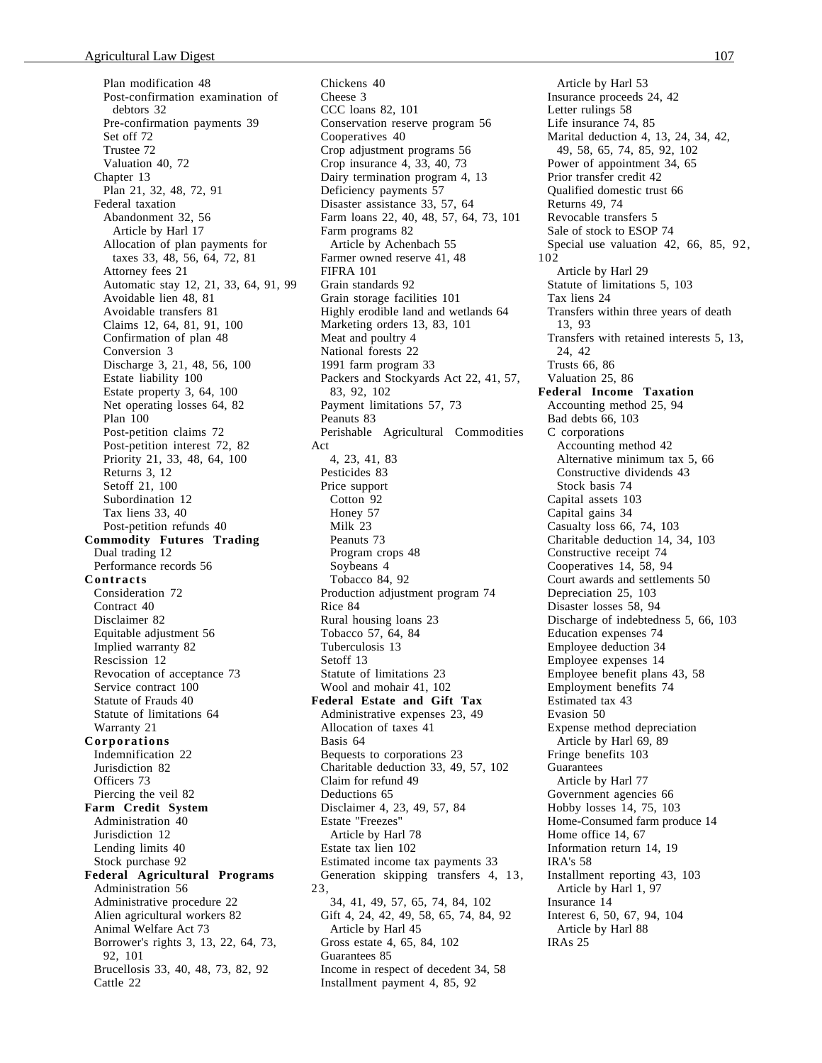Plan modification 48
Post-confirmation examination of debtors 32
Pre-confirmation payments 39
Set off 72
Trustee 72
Valuation 40, 72

Chapter 13
Plan 21, 32, 48, 72, 91

Federal taxation
Abandonment 32, 56
Article by Harl 17
Allocation of plan payments for taxes 33, 48, 56, 64, 72, 81
Attorney fees 21
Automatic stay 12, 21, 33, 64, 91, 99
Avoidable lien 48, 81
Avoidable transfers 81
Claims 12, 64, 81, 91, 100
Confirmation of plan 48
Conversion 3
Discharge 3, 21, 48, 56, 100
Estate liability 100
Estate property 3, 64, 100
Net operating losses 64, 82
Plan 100
Post-petition claims 72
Post-petition interest 72, 82
Priority 21, 33, 48, 64, 100
Returns 3, 12
Setoff 21, 100
Subordination 12
Tax liens 33, 40
Post-petition refunds 40

**Commodity Futures Trading**
Dual trading 12
Performance records 56

**Contracts**
Consideration 72
Contract 40
Disclaimer 82
Equitable adjustment 56
Implied warranty 82
Rescission 12
Revocation of acceptance 73
Service contract 100
Statute of Frauds 40
Statute of limitations 64
Warranty 21

**Corporations**
Indemnification 22
Jurisdiction 82
Officers 73
Piercing the veil 82

**Farm Credit System**
Administration 40
Jurisdiction 12
Lending limits 40
Stock purchase 92

**Federal Agricultural Programs**
Administration 56
Administrative procedure 22
Alien agricultural workers 82
Animal Welfare Act 73
Borrower's rights 3, 13, 22, 64, 73, 92, 101
Brucellosis 33, 40, 48, 73, 82, 92
Cattle 22
Chickens 40
Cheese 3
CCC loans 82, 101
Conservation reserve program 56
Cooperatives 40
Crop adjustment programs 56
Crop insurance 4, 33, 40, 73
Dairy termination program 4, 13
Deficiency payments 57
Disaster assistance 33, 57, 64
Farm loans 22, 40, 48, 57, 64, 73, 101
Farm programs 82
Article by Achenbach 55
Farmer owned reserve 41, 48
FIFRA 101
Grain standards 92
Grain storage facilities 101
Highly erodible land and wetlands 64
Marketing orders 13, 83, 101
Meat and poultry 4
National forests 22
1991 farm program 33
Packers and Stockyards Act 22, 41, 57, 83, 92, 102
Payment limitations 57, 73
Peanuts 83
Perishable Agricultural Commodities Act 4, 23, 41, 83
Pesticides 83
Price support
Cotton 92
Honey 57
Milk 23
Peanuts 73
Program crops 48
Soybeans 4
Tobacco 84, 92
Production adjustment program 74
Rice 84
Rural housing loans 23
Tobacco 57, 64, 84
Tuberculosis 13
Setoff 13
Statute of limitations 23
Wool and mohair 41, 102

**Federal Estate and Gift Tax**
Administrative expenses 23, 49
Allocation of taxes 41
Basis 64
Bequests to corporations 23
Charitable deduction 33, 49, 57, 102
Claim for refund 49
Deductions 65
Disclaimer 4, 23, 49, 57, 84
Estate "Freezes"
Article by Harl 78
Estate tax lien 102
Estimated income tax payments 33
Generation skipping transfers 4, 13, 23, 34, 41, 49, 57, 65, 74, 84, 102
Gift 4, 24, 42, 49, 58, 65, 74, 84, 92
Article by Harl 45
Gross estate 4, 65, 84, 102
Guarantees 85
Income in respect of decedent 34, 58
Installment payment 4, 85, 92
Article by Harl 53
Insurance proceeds 24, 42
Letter rulings 58
Life insurance 74, 85
Marital deduction 4, 13, 24, 34, 42, 49, 58, 65, 74, 85, 92, 102
Power of appointment 34, 65
Prior transfer credit 42
Qualified domestic trust 66
Returns 49, 74
Revocable transfers 5
Sale of stock to ESOP 74
Special use valuation 42, 66, 85, 92, 102
Article by Harl 29
Statute of limitations 5, 103
Tax liens 24
Transfers within three years of death 13, 93
Transfers with retained interests 5, 13, 24, 42
Trusts 66, 86
Valuation 25, 86

**Federal Income Taxation**
Accounting method 25, 94
Bad debts 66, 103
C corporations
Accounting method 42
Alternative minimum tax 5, 66
Constructive dividends 43
Stock basis 74
Capital assets 103
Capital gains 34
Casualty loss 66, 74, 103
Charitable deduction 14, 34, 103
Constructive receipt 74
Cooperatives 14, 58, 94
Court awards and settlements 50
Depreciation 25, 103
Disaster losses 58, 94
Discharge of indebtedness 5, 66, 103
Education expenses 74
Employee deduction 34
Employee expenses 14
Employee benefit plans 43, 58
Employment benefits 74
Estimated tax 43
Evasion 50
Expense method depreciation
Article by Harl 69, 89
Fringe benefits 103
Guarantees
Article by Harl 77
Government agencies 66
Hobby losses 14, 75, 103
Home-Consumed farm produce 14
Home office 14, 67
Information return 14, 19
IRA's 58
Installment reporting 43, 103
Article by Harl 1, 97
Insurance 14
Interest 6, 50, 67, 94, 104
Article by Harl 88
IRAs 25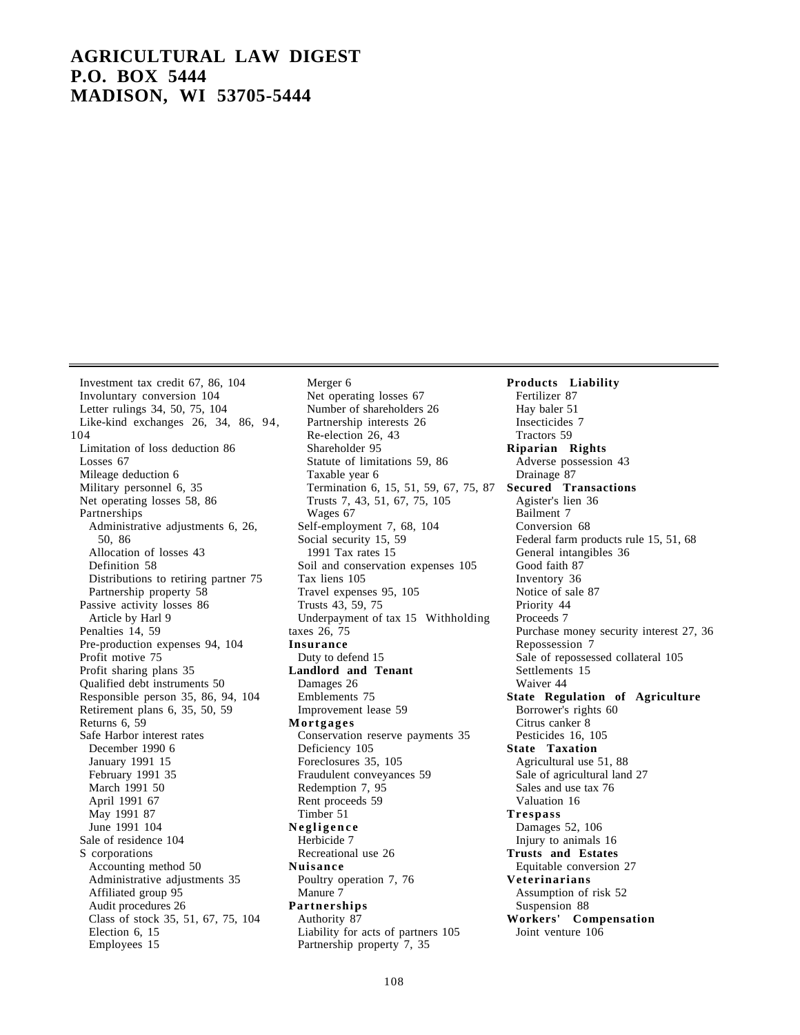**AGRICULTURAL LAW DIGEST**
**P.O. BOX 5444**
**MADISON, WI 53705-5444**

---

Investment tax credit 67, 86, 104
Involuntary conversion 104
Letter rulings 34, 50, 75, 104
Like-kind exchanges 26, 34, 86, 94, 104
Limitation of loss deduction 86
Losses 67
Mileage deduction 6
Military personnel 6, 35
Net operating losses 58, 86
Partnerships
- Administrative adjustments 6, 26, 50, 86
- Allocation of losses 43
- Definition 58
- Distributions to retiring partner 75
- Partnership property 58

Passive activity losses 86
- Article by Harl 9

Penalties 14, 59
Pre-production expenses 94, 104
Profit motive 75
Profit sharing plans 35
Qualified debt instruments 50
Responsible person 35, 86, 94, 104
Retirement plans 6, 35, 50, 59
Returns 6, 59
Safe Harbor interest rates
- December 1990 6
- January 1991 15
- February 1991 35
- March 1991 50
- April 1991 67
- May 1991 87
- June 1991 104

Sale of residence 104
S corporations
- Accounting method 50
- Administrative adjustments 35
- Affiliated group 95
- Audit procedures 26
- Class of stock 35, 51, 67, 75, 104
- Election 6, 15
- Employees 15
- Merger 6
- Net operating losses 67
- Number of shareholders 26
- Partnership interests 26
- Re-election 26, 43
- Shareholder 95
- Statute of limitations 59, 86
- Taxable year 6
- Termination 6, 15, 51, 59, 67, 75, 87
- Trusts 7, 43, 51, 67, 75, 105
- Wages 67

Self-employment 7, 68, 104
Social security 15, 59
- 1991 Tax rates 15

Soil and conservation expenses 105
Tax liens 105
Travel expenses 95, 105
Trusts 43, 59, 75
Underpayment of tax 15
Withholding taxes 26, 75

**Insurance**
- Duty to defend 15

**Landlord and Tenant**
- Damages 26
- Emblements 75
- Improvement lease 59

**Mortgages**
- Conservation reserve payments 35
- Deficiency 105
- Foreclosures 35, 105
- Fraudulent conveyances 59
- Redemption 7, 95
- Rent proceeds 59
- Timber 51

**Negligence**
- Herbicide 7
- Recreational use 26

**Nuisance**
- Poultry operation 7, 76
- Manure 7

**Partnerships**
- Authority 87
- Liability for acts of partners 105
- Partnership property 7, 35

**Products Liability**
- Fertilizer 87
- Hay baler 51
- Insecticides 7
- Tractors 59

**Riparian Rights**
- Adverse possession 43
- Drainage 87

**Secured Transactions**
- Agister's lien 36
- Bailment 7
- Conversion 68
- Federal farm products rule 15, 51, 68
- General intangibles 36
- Good faith 87
- Inventory 36
- Notice of sale 87
- Priority 44
- Proceeds 7
- Purchase money security interest 27, 36
- Repossession 7
- Sale of repossessed collateral 105
- Settlements 15
- Waiver 44

**State Regulation of Agriculture**
- Borrower's rights 60
- Citrus canker 8
- Pesticides 16, 105

**State Taxation**
- Agricultural use 51, 88
- Sale of agricultural land 27
- Sales and use tax 76
- Valuation 16

**Trespass**
- Damages 52, 106
- Injury to animals 16

**Trusts and Estates**
- Equitable conversion 27

**Veterinarians**
- Assumption of risk 52
- Suspension 88

**Workers' Compensation**
- Joint venture 106